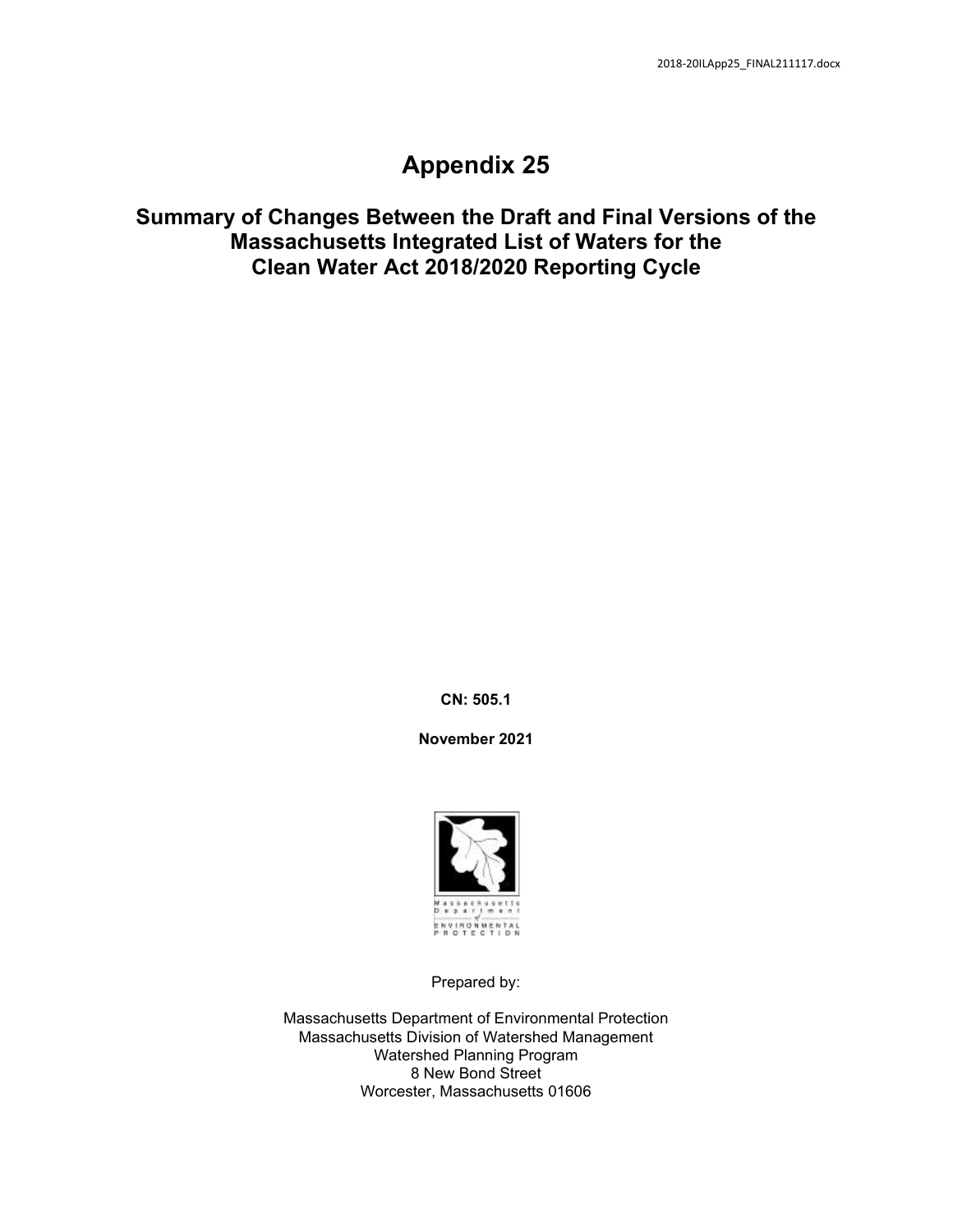# Appendix 25

## Summary of Changes Between the Draft and Final Versions of the Massachusetts Integrated List of Waters for the Clean Water Act 2018/2020 Reporting Cycle

**CN: 505.1**

**November 2021**

Prepared by:

Massachusetts Department of Environmental Protection
Massachusetts Division of Watershed Management
Watershed Planning Program
8 New Bond Street
Worcester, Massachusetts 01606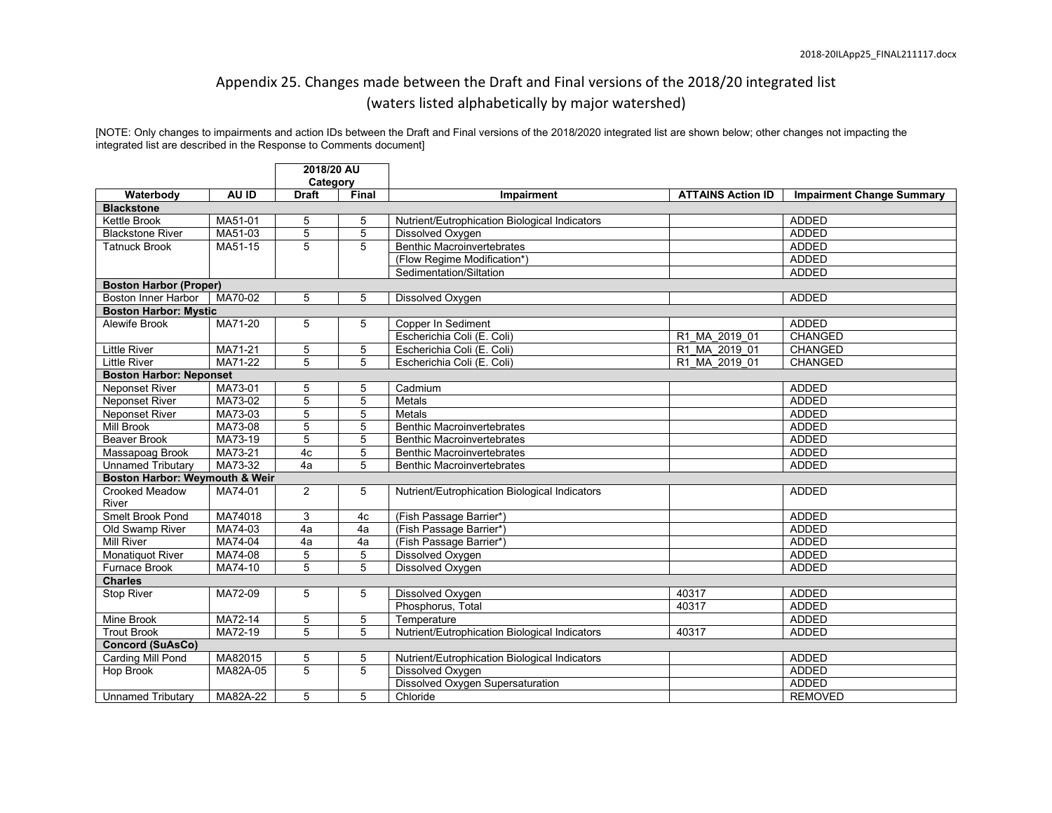# Appendix 25. Changes made between the Draft and Final versions of the 2018/20 integrated list (waters listed alphabetically by major watershed)

[NOTE: Only changes to impairments and action IDs between the Draft and Final versions of the 2018/2020 integrated list are shown below; other changes not impacting the integrated list are described in the Response to Comments document]

| Waterbody | AU ID | 2018/20 AU Category | | Impairment | ATTAINS Action ID | Impairment Change Summary |
|---|---|---|---|---|---|---|
| | | Draft | Final | | | |
| **Blackstone** | | | | | | |
| Kettle Brook | MA51-01 | 5 | 5 | Nutrient/Eutrophication Biological Indicators | | ADDED |
| Blackstone River | MA51-03 | 5 | 5 | Dissolved Oxygen | | ADDED |
| Tatnuck Brook | MA51-15 | 5 | 5 | Benthic Macroinvertebrates | | ADDED |
| | | | | (Flow Regime Modification*) | | ADDED |
| | | | | Sedimentation/Siltation | | ADDED |
| **Boston Harbor (Proper)** | | | | | | |
| Boston Inner Harbor | MA70-02 | 5 | 5 | Dissolved Oxygen | | ADDED |
| **Boston Harbor: Mystic** | | | | | | |
| Alewife Brook | MA71-20 | 5 | 5 | Copper In Sediment | | ADDED |
| | | | | Escherichia Coli (E. Coli) | R1_MA_2019_01 | CHANGED |
| Little River | MA71-21 | 5 | 5 | Escherichia Coli (E. Coli) | R1_MA_2019_01 | CHANGED |
| Little River | MA71-22 | 5 | 5 | Escherichia Coli (E. Coli) | R1_MA_2019_01 | CHANGED |
| **Boston Harbor: Neponset** | | | | | | |
| Neponset River | MA73-01 | 5 | 5 | Cadmium | | ADDED |
| Neponset River | MA73-02 | 5 | 5 | Metals | | ADDED |
| Neponset River | MA73-03 | 5 | 5 | Metals | | ADDED |
| Mill Brook | MA73-08 | 5 | 5 | Benthic Macroinvertebrates | | ADDED |
| Beaver Brook | MA73-19 | 5 | 5 | Benthic Macroinvertebrates | | ADDED |
| Massapoag Brook | MA73-21 | 4c | 5 | Benthic Macroinvertebrates | | ADDED |
| Unnamed Tributary | MA73-32 | 4a | 5 | Benthic Macroinvertebrates | | ADDED |
| **Boston Harbor: Weymouth & Weir** | | | | | | |
| Crooked Meadow River | MA74-01 | 2 | 5 | Nutrient/Eutrophication Biological Indicators | | ADDED |
| Smelt Brook Pond | MA74018 | 3 | 4c | (Fish Passage Barrier*) | | ADDED |
| Old Swamp River | MA74-03 | 4a | 4a | (Fish Passage Barrier*) | | ADDED |
| Mill River | MA74-04 | 4a | 4a | (Fish Passage Barrier*) | | ADDED |
| Monatiquot River | MA74-08 | 5 | 5 | Dissolved Oxygen | | ADDED |
| Furnace Brook | MA74-10 | 5 | 5 | Dissolved Oxygen | | ADDED |
| **Charles** | | | | | | |
| Stop River | MA72-09 | 5 | 5 | Dissolved Oxygen | 40317 | ADDED |
| | | | | Phosphorus, Total | 40317 | ADDED |
| Mine Brook | MA72-14 | 5 | 5 | Temperature | | ADDED |
| Trout Brook | MA72-19 | 5 | 5 | Nutrient/Eutrophication Biological Indicators | 40317 | ADDED |
| **Concord (SuAsCo)** | | | | | | |
| Carding Mill Pond | MA82015 | 5 | 5 | Nutrient/Eutrophication Biological Indicators | | ADDED |
| Hop Brook | MA82A-05 | 5 | 5 | Dissolved Oxygen | | ADDED |
| | | | | Dissolved Oxygen Supersaturation | | ADDED |
| Unnamed Tributary | MA82A-22 | 5 | 5 | Chloride | | REMOVED |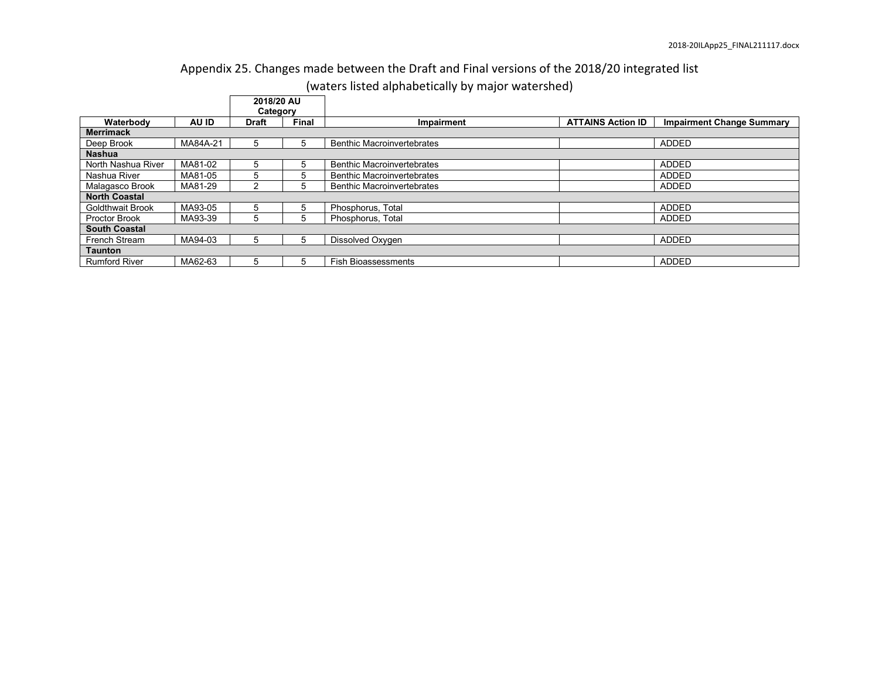# Appendix 25. Changes made between the Draft and Final versions of the 2018/20 integrated list (waters listed alphabetically by major watershed)

| | | 2018/20 AU Category | | | | |
|---|---|---|---|---|---|---|
| **Waterbody** | **AU ID** | **Draft** | **Final** | **Impairment** | **ATTAINS Action ID** | **Impairment Change Summary** |
| **Merrimack** | | | | | | |
| Deep Brook | MA84A-21 | 5 | 5 | Benthic Macroinvertebrates | | ADDED |
| **Nashua** | | | | | | |
| North Nashua River | MA81-02 | 5 | 5 | Benthic Macroinvertebrates | | ADDED |
| Nashua River | MA81-05 | 5 | 5 | Benthic Macroinvertebrates | | ADDED |
| Malagasco Brook | MA81-29 | 2 | 5 | Benthic Macroinvertebrates | | ADDED |
| **North Coastal** | | | | | | |
| Goldthwait Brook | MA93-05 | 5 | 5 | Phosphorus, Total | | ADDED |
| Proctor Brook | MA93-39 | 5 | 5 | Phosphorus, Total | | ADDED |
| **South Coastal** | | | | | | |
| French Stream | MA94-03 | 5 | 5 | Dissolved Oxygen | | ADDED |
| **Taunton** | | | | | | |
| Rumford River | MA62-63 | 5 | 5 | Fish Bioassessments | | ADDED |